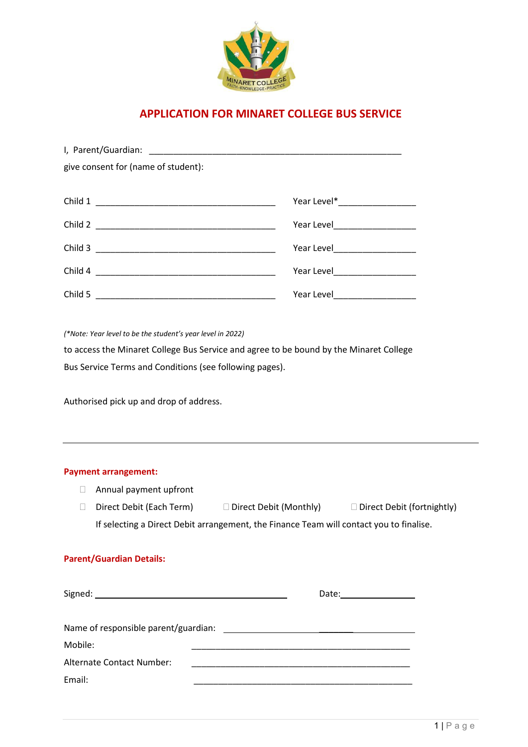# APPLICATION FOR MINARET COLLEGE BUS SERVICE

I, Parent/Guardian: ________________________________________________________

give consent for (name of student):

Child 1 ________________________________________ Year Level*_________________

Child 2 ________________________________________ Year Level_________________

Child 3 ________________________________________ Year Level_________________

Child 4 ________________________________________ Year Level_________________

Child 5 ________________________________________ Year Level_________________

*(*Note: Year level to be the student's year level in 2022)*

to access the Minaret College Bus Service and agree to be bound by the Minaret College Bus Service Terms and Conditions (see following pages).

Authorised pick up and drop of address.

---

**Payment arrangement:**

- ☐ Annual payment upfront
- ☐ Direct Debit (Each Term) ☐ Direct Debit (Monthly) ☐ Direct Debit (fortnightly)

If selecting a Direct Debit arrangement, the Finance Team will contact you to finalise.

**Parent/Guardian Details:**

Signed: ________________________________________ Date:_________________

Name of responsible parent/guardian: ________________________________________

Mobile: ________________________________________________

Alternate Contact Number: ________________________________________________

Email: ________________________________________________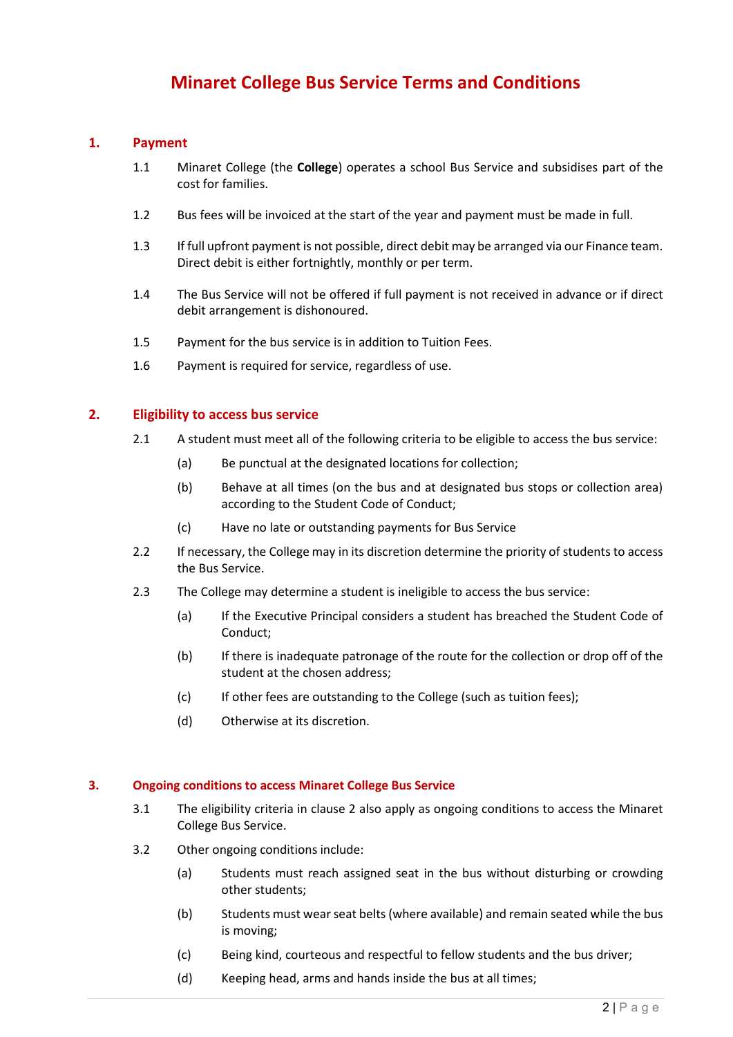# Minaret College Bus Service Terms and Conditions

## 1. Payment

1.1 Minaret College (the **College**) operates a school Bus Service and subsidises part of the cost for families.

1.2 Bus fees will be invoiced at the start of the year and payment must be made in full.

1.3 If full upfront payment is not possible, direct debit may be arranged via our Finance team. Direct debit is either fortnightly, monthly or per term.

1.4 The Bus Service will not be offered if full payment is not received in advance or if direct debit arrangement is dishonoured.

1.5 Payment for the bus service is in addition to Tuition Fees.

1.6 Payment is required for service, regardless of use.

## 2. Eligibility to access bus service

2.1 A student must meet all of the following criteria to be eligible to access the bus service:

- (a) Be punctual at the designated locations for collection;
- (b) Behave at all times (on the bus and at designated bus stops or collection area) according to the Student Code of Conduct;
- (c) Have no late or outstanding payments for Bus Service

2.2 If necessary, the College may in its discretion determine the priority of students to access the Bus Service.

2.3 The College may determine a student is ineligible to access the bus service:

- (a) If the Executive Principal considers a student has breached the Student Code of Conduct;
- (b) If there is inadequate patronage of the route for the collection or drop off of the student at the chosen address;
- (c) If other fees are outstanding to the College (such as tuition fees);
- (d) Otherwise at its discretion.

## 3. Ongoing conditions to access Minaret College Bus Service

3.1 The eligibility criteria in clause 2 also apply as ongoing conditions to access the Minaret College Bus Service.

3.2 Other ongoing conditions include:

- (a) Students must reach assigned seat in the bus without disturbing or crowding other students;
- (b) Students must wear seat belts (where available) and remain seated while the bus is moving;
- (c) Being kind, courteous and respectful to fellow students and the bus driver;
- (d) Keeping head, arms and hands inside the bus at all times;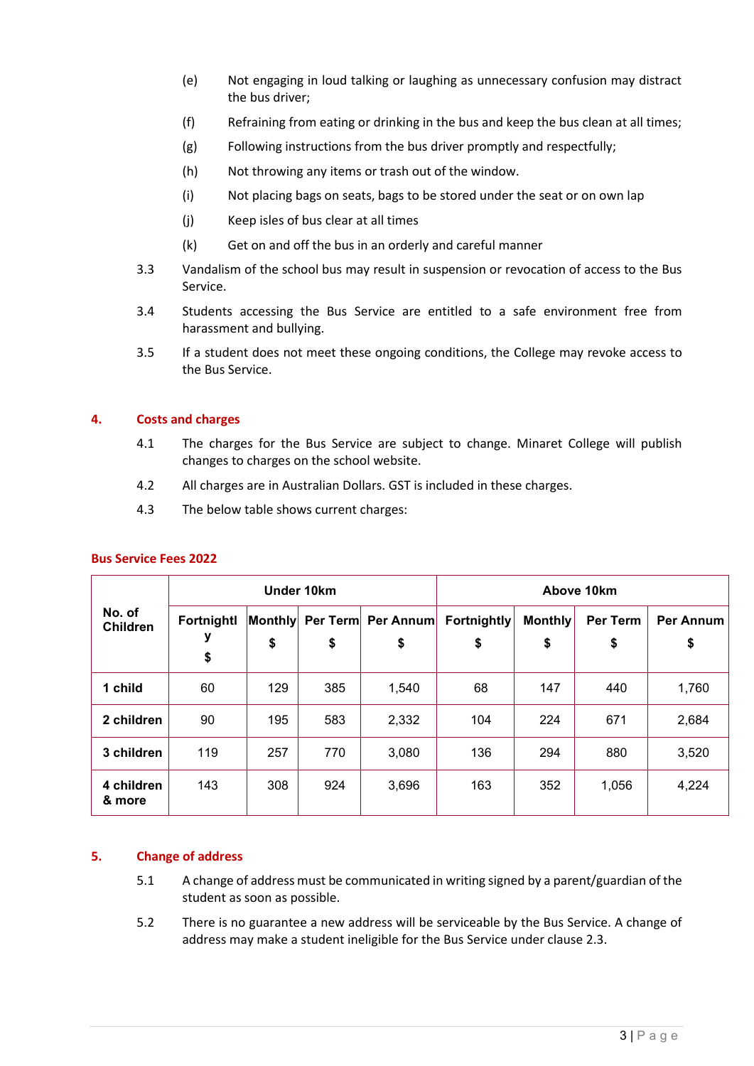(e) Not engaging in loud talking or laughing as unnecessary confusion may distract the bus driver;

(f) Refraining from eating or drinking in the bus and keep the bus clean at all times;

(g) Following instructions from the bus driver promptly and respectfully;

(h) Not throwing any items or trash out of the window.

(i) Not placing bags on seats, bags to be stored under the seat or on own lap

(j) Keep isles of bus clear at all times

(k) Get on and off the bus in an orderly and careful manner

3.3 Vandalism of the school bus may result in suspension or revocation of access to the Bus Service.

3.4 Students accessing the Bus Service are entitled to a safe environment free from harassment and bullying.

3.5 If a student does not meet these ongoing conditions, the College may revoke access to the Bus Service.

## 4. Costs and charges

4.1 The charges for the Bus Service are subject to change. Minaret College will publish changes to charges on the school website.

4.2 All charges are in Australian Dollars. GST is included in these charges.

4.3 The below table shows current charges:

**Bus Service Fees 2022**

| No. of Children | Under 10km | | | | Above 10km | | | |
|---|---|---|---|---|---|---|---|---|
| | Fortnightly $ | Monthly $ | Per Term $ | Per Annum $ | Fortnightly $ | Monthly $ | Per Term $ | Per Annum $ |
| 1 child | 60 | 129 | 385 | 1,540 | 68 | 147 | 440 | 1,760 |
| 2 children | 90 | 195 | 583 | 2,332 | 104 | 224 | 671 | 2,684 |
| 3 children | 119 | 257 | 770 | 3,080 | 136 | 294 | 880 | 3,520 |
| 4 children & more | 143 | 308 | 924 | 3,696 | 163 | 352 | 1,056 | 4,224 |

## 5. Change of address

5.1 A change of address must be communicated in writing signed by a parent/guardian of the student as soon as possible.

5.2 There is no guarantee a new address will be serviceable by the Bus Service. A change of address may make a student ineligible for the Bus Service under clause 2.3.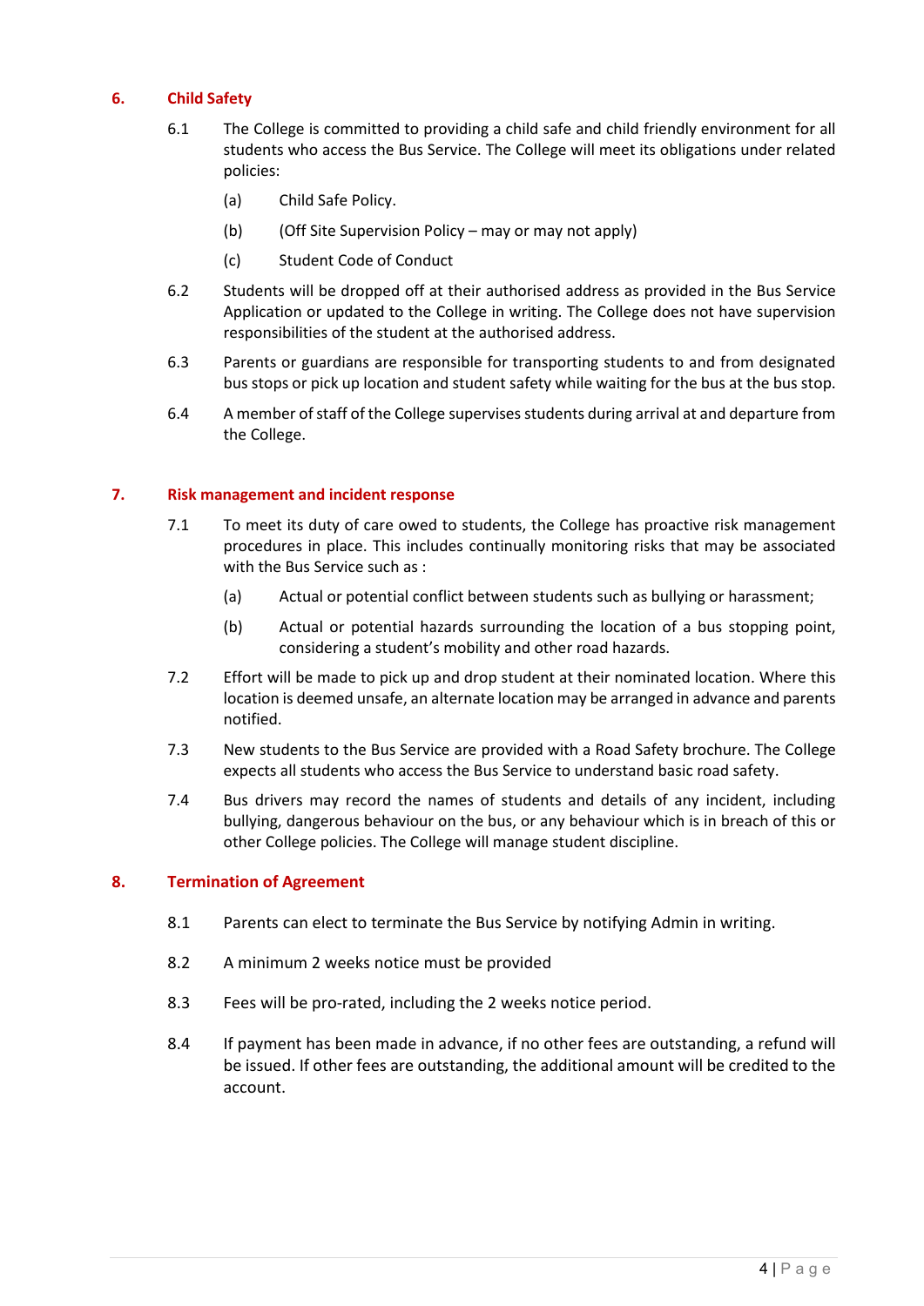## 6. Child Safety

6.1 The College is committed to providing a child safe and child friendly environment for all students who access the Bus Service. The College will meet its obligations under related policies:

(a) Child Safe Policy.

(b) (Off Site Supervision Policy – may or may not apply)

(c) Student Code of Conduct

6.2 Students will be dropped off at their authorised address as provided in the Bus Service Application or updated to the College in writing. The College does not have supervision responsibilities of the student at the authorised address.

6.3 Parents or guardians are responsible for transporting students to and from designated bus stops or pick up location and student safety while waiting for the bus at the bus stop.

6.4 A member of staff of the College supervises students during arrival at and departure from the College.

## 7. Risk management and incident response

7.1 To meet its duty of care owed to students, the College has proactive risk management procedures in place. This includes continually monitoring risks that may be associated with the Bus Service such as :

(a) Actual or potential conflict between students such as bullying or harassment;

(b) Actual or potential hazards surrounding the location of a bus stopping point, considering a student's mobility and other road hazards.

7.2 Effort will be made to pick up and drop student at their nominated location. Where this location is deemed unsafe, an alternate location may be arranged in advance and parents notified.

7.3 New students to the Bus Service are provided with a Road Safety brochure. The College expects all students who access the Bus Service to understand basic road safety.

7.4 Bus drivers may record the names of students and details of any incident, including bullying, dangerous behaviour on the bus, or any behaviour which is in breach of this or other College policies. The College will manage student discipline.

## 8. Termination of Agreement

8.1 Parents can elect to terminate the Bus Service by notifying Admin in writing.

8.2 A minimum 2 weeks notice must be provided

8.3 Fees will be pro-rated, including the 2 weeks notice period.

8.4 If payment has been made in advance, if no other fees are outstanding, a refund will be issued. If other fees are outstanding, the additional amount will be credited to the account.